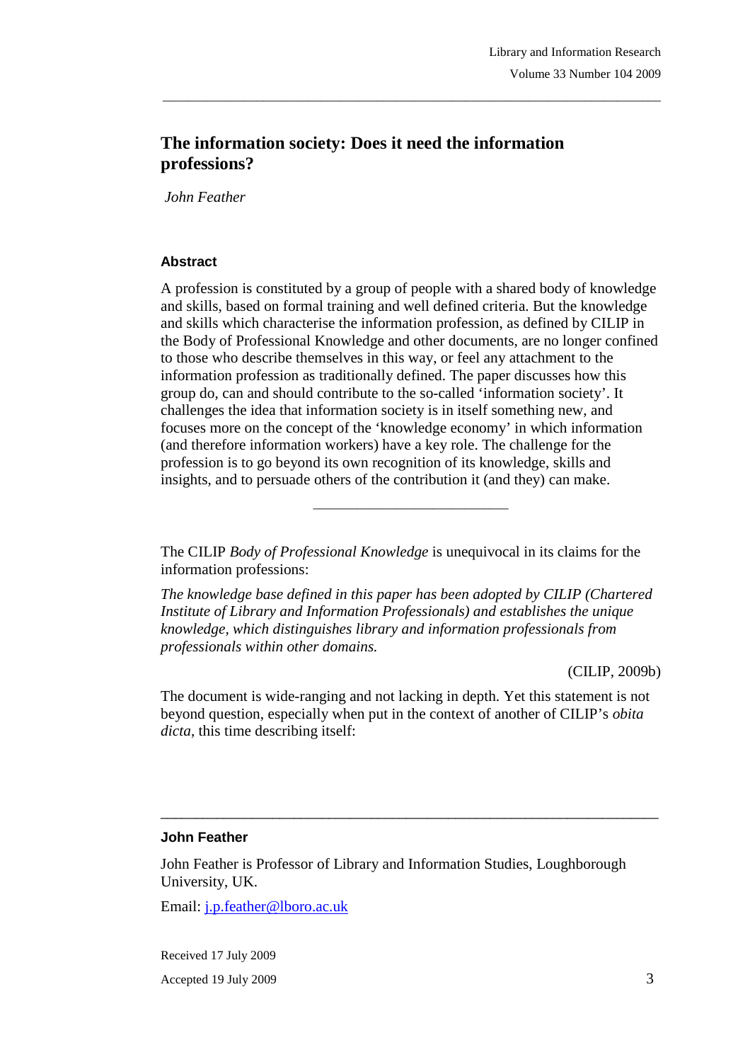# The information society: Does it need the information professions?

*John Feather*

### Abstract

A profession is constituted by a group of people with a shared body of knowledge and skills, based on formal training and well defined criteria. But the knowledge and skills which characterise the information profession, as defined by CILIP in the Body of Professional Knowledge and other documents, are no longer confined to those who describe themselves in this way, or feel any attachment to the information profession as traditionally defined. The paper discusses how this group do, can and should contribute to the so-called 'information society'. It challenges the idea that information society is in itself something new, and focuses more on the concept of the 'knowledge economy' in which information (and therefore information workers) have a key role. The challenge for the profession is to go beyond its own recognition of its knowledge, skills and insights, and to persuade others of the contribution it (and they) can make.

---

The CILIP *Body of Professional Knowledge* is unequivocal in its claims for the information professions:

*The knowledge base defined in this paper has been adopted by CILIP (Chartered Institute of Library and Information Professionals) and establishes the unique knowledge, which distinguishes library and information professionals from professionals within other domains.*

(CILIP, 2009b)

The document is wide-ranging and not lacking in depth. Yet this statement is not beyond question, especially when put in the context of another of CILIP's *obita dicta*, this time describing itself:

---

**John Feather**

John Feather is Professor of Library and Information Studies, Loughborough University, UK.

Email: j.p.feather@lboro.ac.uk

Received 17 July 2009

Accepted 19 July 2009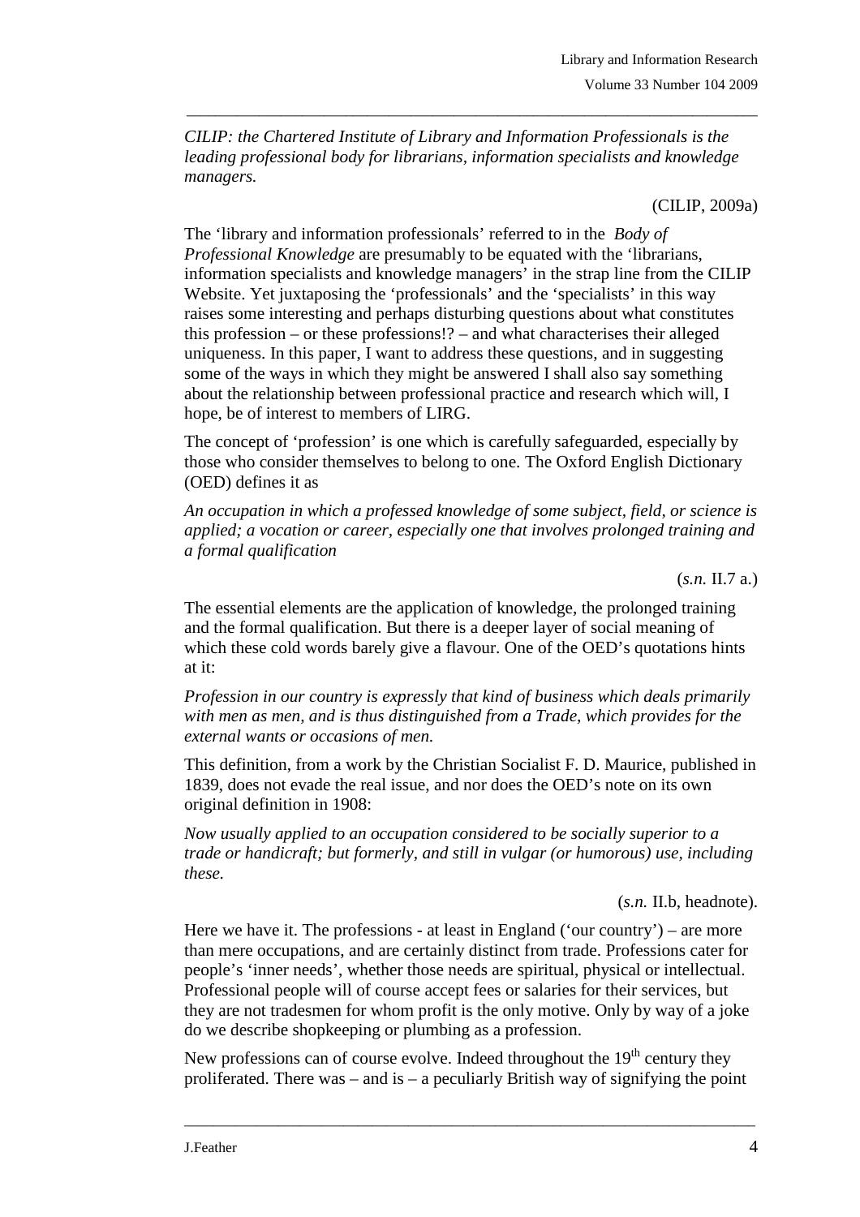*CILIP: the Chartered Institute of Library and Information Professionals is the leading professional body for librarians, information specialists and knowledge managers.*

(CILIP, 2009a)

The 'library and information professionals' referred to in the *Body of Professional Knowledge* are presumably to be equated with the 'librarians, information specialists and knowledge managers' in the strap line from the CILIP Website. Yet juxtaposing the 'professionals' and the 'specialists' in this way raises some interesting and perhaps disturbing questions about what constitutes this profession – or these professions!? – and what characterises their alleged uniqueness. In this paper, I want to address these questions, and in suggesting some of the ways in which they might be answered I shall also say something about the relationship between professional practice and research which will, I hope, be of interest to members of LIRG.

The concept of 'profession' is one which is carefully safeguarded, especially by those who consider themselves to belong to one. The Oxford English Dictionary (OED) defines it as

*An occupation in which a professed knowledge of some subject, field, or science is applied; a vocation or career, especially one that involves prolonged training and a formal qualification*

(*s.n.* II.7 a.)

The essential elements are the application of knowledge, the prolonged training and the formal qualification. But there is a deeper layer of social meaning of which these cold words barely give a flavour. One of the OED's quotations hints at it:

*Profession in our country is expressly that kind of business which deals primarily with men as men, and is thus distinguished from a Trade, which provides for the external wants or occasions of men.*

This definition, from a work by the Christian Socialist F. D. Maurice, published in 1839, does not evade the real issue, and nor does the OED's note on its own original definition in 1908:

*Now usually applied to an occupation considered to be socially superior to a trade or handicraft; but formerly, and still in vulgar (or humorous) use, including these.*

(*s.n.* II.b, headnote).

Here we have it. The professions - at least in England ('our country') – are more than mere occupations, and are certainly distinct from trade. Professions cater for people's 'inner needs', whether those needs are spiritual, physical or intellectual. Professional people will of course accept fees or salaries for their services, but they are not tradesmen for whom profit is the only motive. Only by way of a joke do we describe shopkeeping or plumbing as a profession.

New professions can of course evolve. Indeed throughout the 19th century they proliferated. There was – and is – a peculiarly British way of signifying the point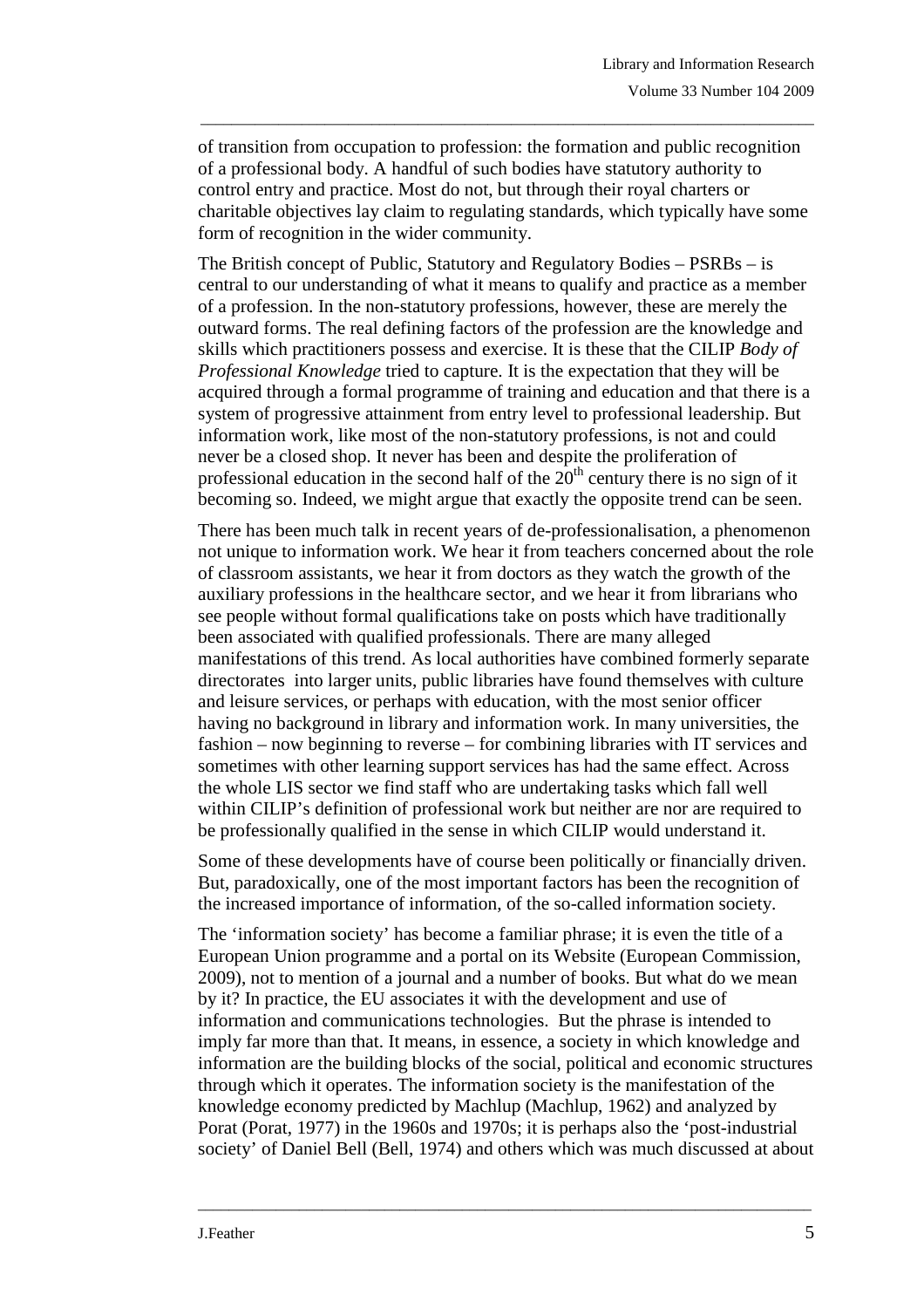of transition from occupation to profession: the formation and public recognition of a professional body. A handful of such bodies have statutory authority to control entry and practice. Most do not, but through their royal charters or charitable objectives lay claim to regulating standards, which typically have some form of recognition in the wider community.

The British concept of Public, Statutory and Regulatory Bodies – PSRBs – is central to our understanding of what it means to qualify and practice as a member of a profession. In the non-statutory professions, however, these are merely the outward forms. The real defining factors of the profession are the knowledge and skills which practitioners possess and exercise. It is these that the CILIP *Body of Professional Knowledge* tried to capture. It is the expectation that they will be acquired through a formal programme of training and education and that there is a system of progressive attainment from entry level to professional leadership. But information work, like most of the non-statutory professions, is not and could never be a closed shop. It never has been and despite the proliferation of professional education in the second half of the 20th century there is no sign of it becoming so. Indeed, we might argue that exactly the opposite trend can be seen.

There has been much talk in recent years of de-professionalisation, a phenomenon not unique to information work. We hear it from teachers concerned about the role of classroom assistants, we hear it from doctors as they watch the growth of the auxiliary professions in the healthcare sector, and we hear it from librarians who see people without formal qualifications take on posts which have traditionally been associated with qualified professionals. There are many alleged manifestations of this trend. As local authorities have combined formerly separate directorates into larger units, public libraries have found themselves with culture and leisure services, or perhaps with education, with the most senior officer having no background in library and information work. In many universities, the fashion – now beginning to reverse – for combining libraries with IT services and sometimes with other learning support services has had the same effect. Across the whole LIS sector we find staff who are undertaking tasks which fall well within CILIP's definition of professional work but neither are nor are required to be professionally qualified in the sense in which CILIP would understand it.

Some of these developments have of course been politically or financially driven. But, paradoxically, one of the most important factors has been the recognition of the increased importance of information, of the so-called information society.

The 'information society' has become a familiar phrase; it is even the title of a European Union programme and a portal on its Website (European Commission, 2009), not to mention of a journal and a number of books. But what do we mean by it? In practice, the EU associates it with the development and use of information and communications technologies. But the phrase is intended to imply far more than that. It means, in essence, a society in which knowledge and information are the building blocks of the social, political and economic structures through which it operates. The information society is the manifestation of the knowledge economy predicted by Machlup (Machlup, 1962) and analyzed by Porat (Porat, 1977) in the 1960s and 1970s; it is perhaps also the 'post-industrial society' of Daniel Bell (Bell, 1974) and others which was much discussed at about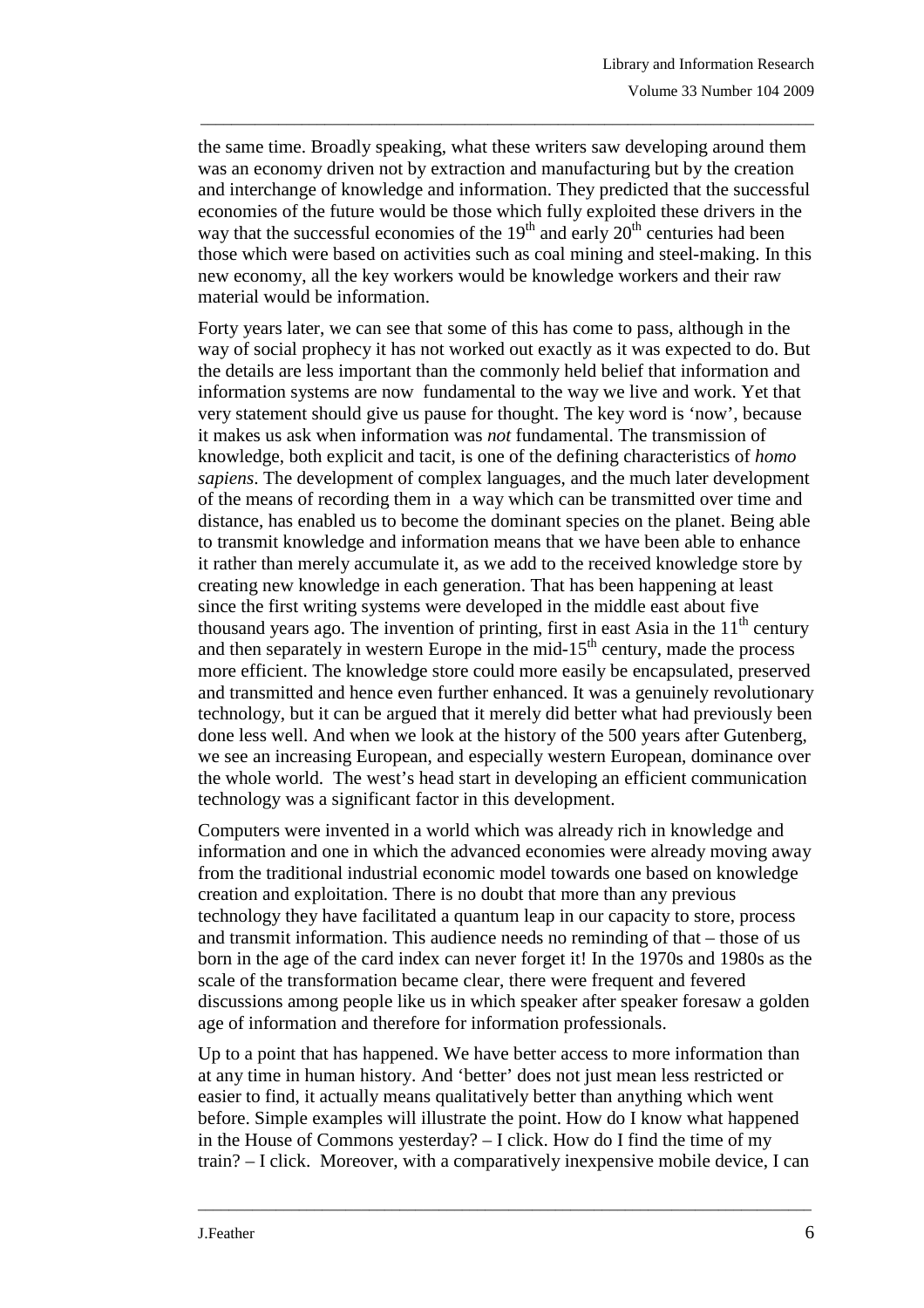the same time. Broadly speaking, what these writers saw developing around them was an economy driven not by extraction and manufacturing but by the creation and interchange of knowledge and information. They predicted that the successful economies of the future would be those which fully exploited these drivers in the way that the successful economies of the 19th and early 20th centuries had been those which were based on activities such as coal mining and steel-making. In this new economy, all the key workers would be knowledge workers and their raw material would be information.

Forty years later, we can see that some of this has come to pass, although in the way of social prophecy it has not worked out exactly as it was expected to do. But the details are less important than the commonly held belief that information and information systems are now fundamental to the way we live and work. Yet that very statement should give us pause for thought. The key word is 'now', because it makes us ask when information was *not* fundamental. The transmission of knowledge, both explicit and tacit, is one of the defining characteristics of *homo sapiens*. The development of complex languages, and the much later development of the means of recording them in a way which can be transmitted over time and distance, has enabled us to become the dominant species on the planet. Being able to transmit knowledge and information means that we have been able to enhance it rather than merely accumulate it, as we add to the received knowledge store by creating new knowledge in each generation. That has been happening at least since the first writing systems were developed in the middle east about five thousand years ago. The invention of printing, first in east Asia in the 11th century and then separately in western Europe in the mid-15th century, made the process more efficient. The knowledge store could more easily be encapsulated, preserved and transmitted and hence even further enhanced. It was a genuinely revolutionary technology, but it can be argued that it merely did better what had previously been done less well. And when we look at the history of the 500 years after Gutenberg, we see an increasing European, and especially western European, dominance over the whole world. The west's head start in developing an efficient communication technology was a significant factor in this development.

Computers were invented in a world which was already rich in knowledge and information and one in which the advanced economies were already moving away from the traditional industrial economic model towards one based on knowledge creation and exploitation. There is no doubt that more than any previous technology they have facilitated a quantum leap in our capacity to store, process and transmit information. This audience needs no reminding of that – those of us born in the age of the card index can never forget it! In the 1970s and 1980s as the scale of the transformation became clear, there were frequent and fevered discussions among people like us in which speaker after speaker foresaw a golden age of information and therefore for information professionals.

Up to a point that has happened. We have better access to more information than at any time in human history. And 'better' does not just mean less restricted or easier to find, it actually means qualitatively better than anything which went before. Simple examples will illustrate the point. How do I know what happened in the House of Commons yesterday? – I click. How do I find the time of my train? – I click. Moreover, with a comparatively inexpensive mobile device, I can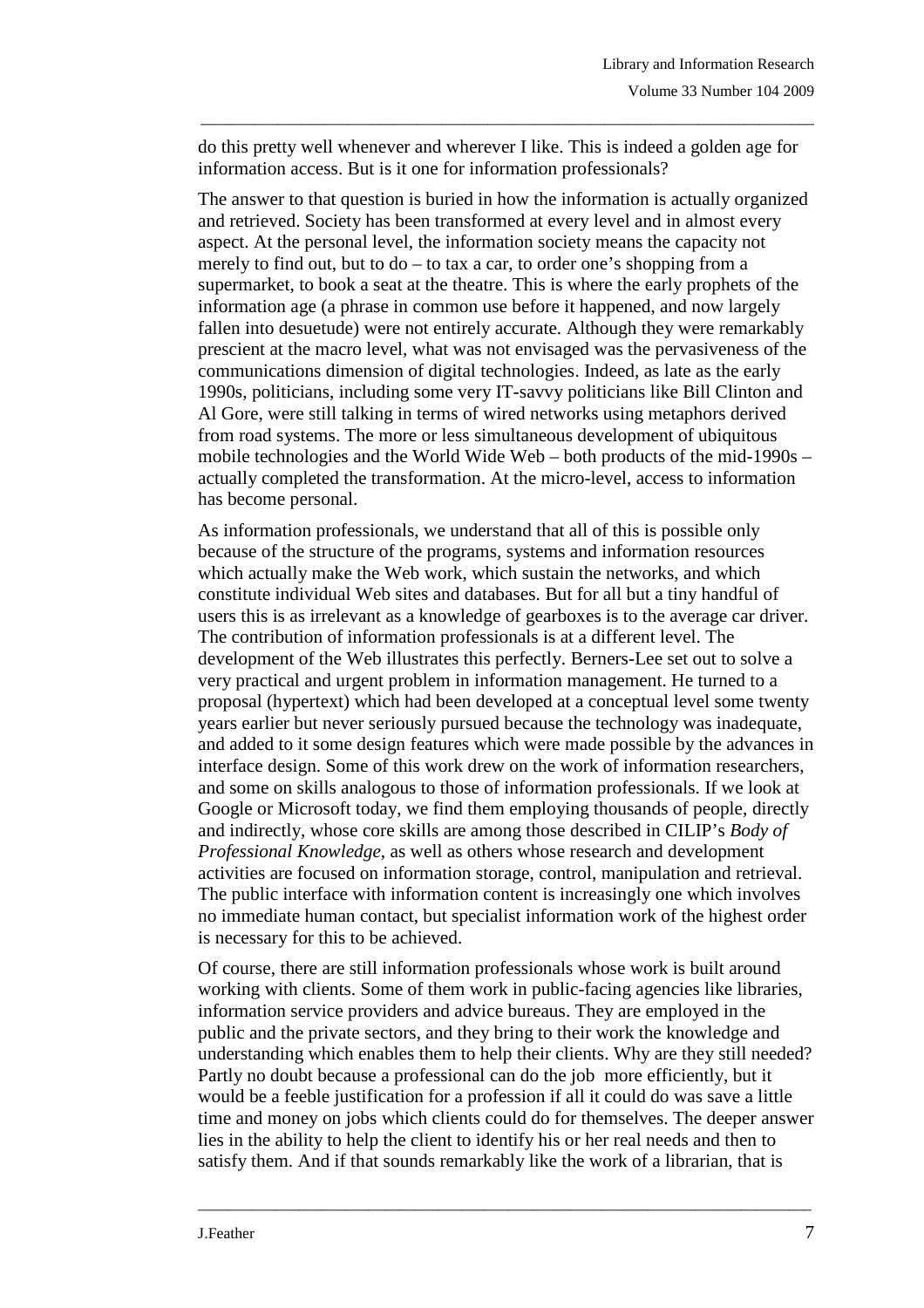do this pretty well whenever and wherever I like. This is indeed a golden age for information access. But is it one for information professionals?

The answer to that question is buried in how the information is actually organized and retrieved. Society has been transformed at every level and in almost every aspect. At the personal level, the information society means the capacity not merely to find out, but to do – to tax a car, to order one's shopping from a supermarket, to book a seat at the theatre. This is where the early prophets of the information age (a phrase in common use before it happened, and now largely fallen into desuetude) were not entirely accurate. Although they were remarkably prescient at the macro level, what was not envisaged was the pervasiveness of the communications dimension of digital technologies. Indeed, as late as the early 1990s, politicians, including some very IT-savvy politicians like Bill Clinton and Al Gore, were still talking in terms of wired networks using metaphors derived from road systems. The more or less simultaneous development of ubiquitous mobile technologies and the World Wide Web – both products of the mid-1990s – actually completed the transformation. At the micro-level, access to information has become personal.

As information professionals, we understand that all of this is possible only because of the structure of the programs, systems and information resources which actually make the Web work, which sustain the networks, and which constitute individual Web sites and databases. But for all but a tiny handful of users this is as irrelevant as a knowledge of gearboxes is to the average car driver. The contribution of information professionals is at a different level. The development of the Web illustrates this perfectly. Berners-Lee set out to solve a very practical and urgent problem in information management. He turned to a proposal (hypertext) which had been developed at a conceptual level some twenty years earlier but never seriously pursued because the technology was inadequate, and added to it some design features which were made possible by the advances in interface design. Some of this work drew on the work of information researchers, and some on skills analogous to those of information professionals. If we look at Google or Microsoft today, we find them employing thousands of people, directly and indirectly, whose core skills are among those described in CILIP's *Body of Professional Knowledge*, as well as others whose research and development activities are focused on information storage, control, manipulation and retrieval. The public interface with information content is increasingly one which involves no immediate human contact, but specialist information work of the highest order is necessary for this to be achieved.

Of course, there are still information professionals whose work is built around working with clients. Some of them work in public-facing agencies like libraries, information service providers and advice bureaus. They are employed in the public and the private sectors, and they bring to their work the knowledge and understanding which enables them to help their clients. Why are they still needed? Partly no doubt because a professional can do the job more efficiently, but it would be a feeble justification for a profession if all it could do was save a little time and money on jobs which clients could do for themselves. The deeper answer lies in the ability to help the client to identify his or her real needs and then to satisfy them. And if that sounds remarkably like the work of a librarian, that is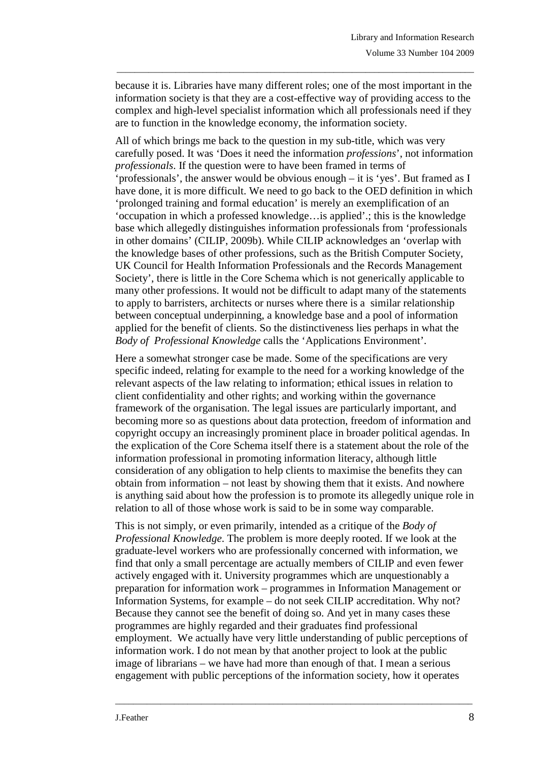because it is. Libraries have many different roles; one of the most important in the information society is that they are a cost-effective way of providing access to the complex and high-level specialist information which all professionals need if they are to function in the knowledge economy, the information society.

All of which brings me back to the question in my sub-title, which was very carefully posed. It was 'Does it need the information *professions*', not information *professionals*. If the question were to have been framed in terms of 'professionals', the answer would be obvious enough – it is 'yes'. But framed as I have done, it is more difficult. We need to go back to the OED definition in which 'prolonged training and formal education' is merely an exemplification of an 'occupation in which a professed knowledge…is applied'.; this is the knowledge base which allegedly distinguishes information professionals from 'professionals in other domains' (CILIP, 2009b). While CILIP acknowledges an 'overlap with the knowledge bases of other professions, such as the British Computer Society, UK Council for Health Information Professionals and the Records Management Society', there is little in the Core Schema which is not generically applicable to many other professions. It would not be difficult to adapt many of the statements to apply to barristers, architects or nurses where there is a similar relationship between conceptual underpinning, a knowledge base and a pool of information applied for the benefit of clients. So the distinctiveness lies perhaps in what the *Body of Professional Knowledge* calls the 'Applications Environment'.

Here a somewhat stronger case be made. Some of the specifications are very specific indeed, relating for example to the need for a working knowledge of the relevant aspects of the law relating to information; ethical issues in relation to client confidentiality and other rights; and working within the governance framework of the organisation. The legal issues are particularly important, and becoming more so as questions about data protection, freedom of information and copyright occupy an increasingly prominent place in broader political agendas. In the explication of the Core Schema itself there is a statement about the role of the information professional in promoting information literacy, although little consideration of any obligation to help clients to maximise the benefits they can obtain from information – not least by showing them that it exists. And nowhere is anything said about how the profession is to promote its allegedly unique role in relation to all of those whose work is said to be in some way comparable.

This is not simply, or even primarily, intended as a critique of the *Body of Professional Knowledge*. The problem is more deeply rooted. If we look at the graduate-level workers who are professionally concerned with information, we find that only a small percentage are actually members of CILIP and even fewer actively engaged with it. University programmes which are unquestionably a preparation for information work – programmes in Information Management or Information Systems, for example – do not seek CILIP accreditation. Why not? Because they cannot see the benefit of doing so. And yet in many cases these programmes are highly regarded and their graduates find professional employment. We actually have very little understanding of public perceptions of information work. I do not mean by that another project to look at the public image of librarians – we have had more than enough of that. I mean a serious engagement with public perceptions of the information society, how it operates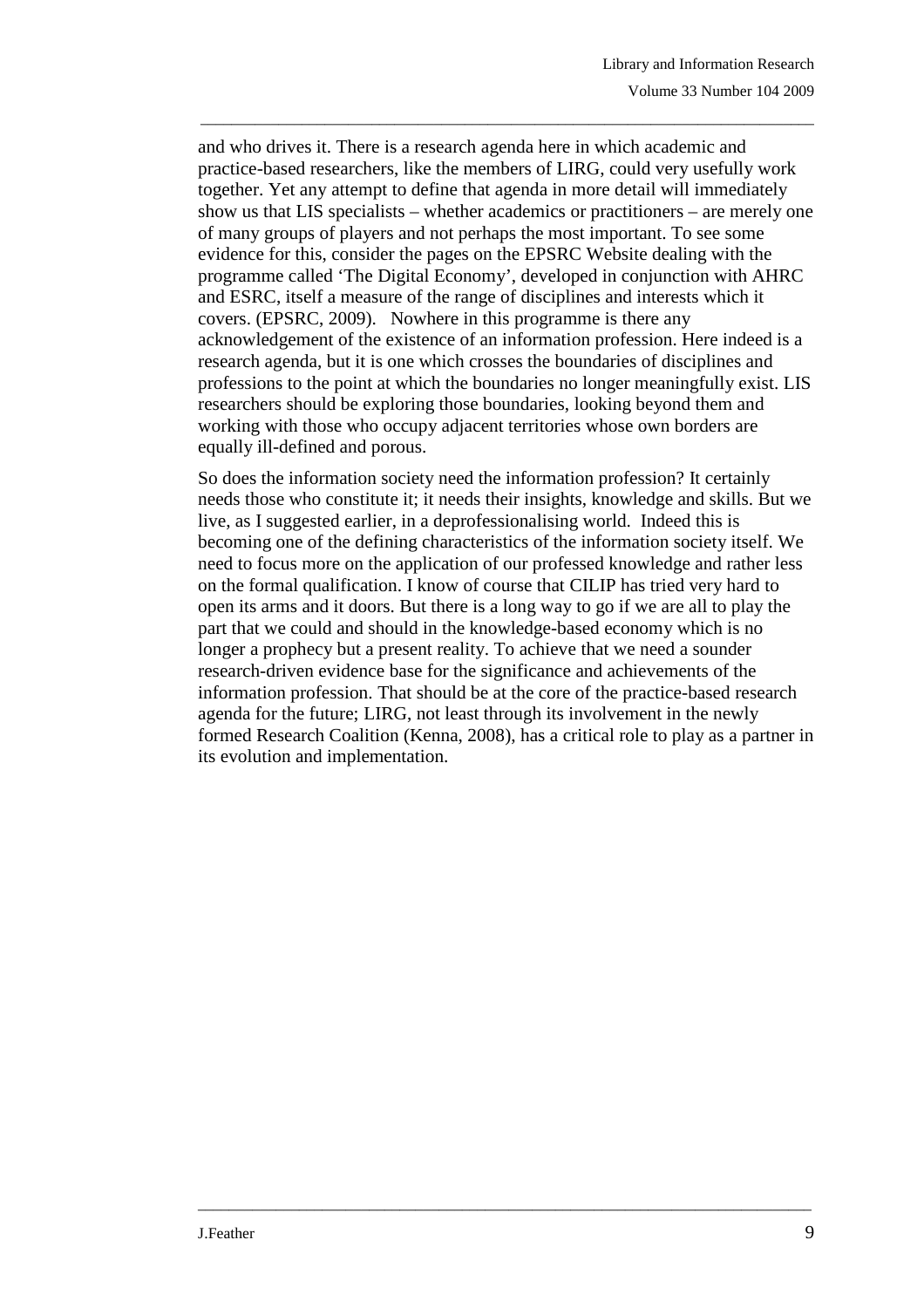and who drives it. There is a research agenda here in which academic and practice-based researchers, like the members of LIRG, could very usefully work together. Yet any attempt to define that agenda in more detail will immediately show us that LIS specialists – whether academics or practitioners – are merely one of many groups of players and not perhaps the most important. To see some evidence for this, consider the pages on the EPSRC Website dealing with the programme called 'The Digital Economy', developed in conjunction with AHRC and ESRC, itself a measure of the range of disciplines and interests which it covers. (EPSRC, 2009). Nowhere in this programme is there any acknowledgement of the existence of an information profession. Here indeed is a research agenda, but it is one which crosses the boundaries of disciplines and professions to the point at which the boundaries no longer meaningfully exist. LIS researchers should be exploring those boundaries, looking beyond them and working with those who occupy adjacent territories whose own borders are equally ill-defined and porous.

So does the information society need the information profession? It certainly needs those who constitute it; it needs their insights, knowledge and skills. But we live, as I suggested earlier, in a deprofessionalising world. Indeed this is becoming one of the defining characteristics of the information society itself. We need to focus more on the application of our professed knowledge and rather less on the formal qualification. I know of course that CILIP has tried very hard to open its arms and it doors. But there is a long way to go if we are all to play the part that we could and should in the knowledge-based economy which is no longer a prophecy but a present reality. To achieve that we need a sounder research-driven evidence base for the significance and achievements of the information profession. That should be at the core of the practice-based research agenda for the future; LIRG, not least through its involvement in the newly formed Research Coalition (Kenna, 2008), has a critical role to play as a partner in its evolution and implementation.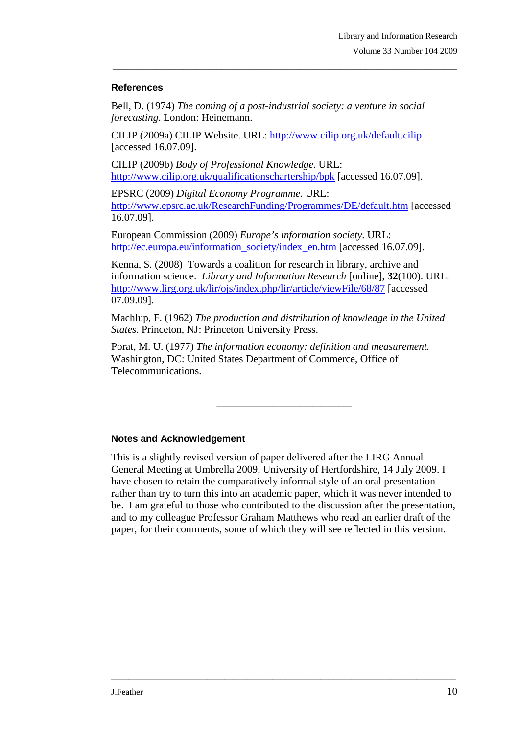## References

Bell, D. (1974) *The coming of a post-industrial society: a venture in social forecasting*. London: Heinemann.

CILIP (2009a) CILIP Website. URL: http://www.cilip.org.uk/default.cilip [accessed 16.07.09].

CILIP (2009b) *Body of Professional Knowledge*. URL: http://www.cilip.org.uk/qualificationschartership/bpk [accessed 16.07.09].

EPSRC (2009) *Digital Economy Programme*. URL: http://www.epsrc.ac.uk/ResearchFunding/Programmes/DE/default.htm [accessed 16.07.09].

European Commission (2009) *Europe's information society*. URL: http://ec.europa.eu/information_society/index_en.htm [accessed 16.07.09].

Kenna, S. (2008) Towards a coalition for research in library, archive and information science. *Library and Information Research* [online], **32**(100). URL: http://www.lirg.org.uk/lir/ojs/index.php/lir/article/viewFile/68/87 [accessed 07.09.09].

Machlup, F. (1962) *The production and distribution of knowledge in the United States*. Princeton, NJ: Princeton University Press.

Porat, M. U. (1977) *The information economy: definition and measurement.* Washington, DC: United States Department of Commerce, Office of Telecommunications.

---

## Notes and Acknowledgement

This is a slightly revised version of paper delivered after the LIRG Annual General Meeting at Umbrella 2009, University of Hertfordshire, 14 July 2009. I have chosen to retain the comparatively informal style of an oral presentation rather than try to turn this into an academic paper, which it was never intended to be. I am grateful to those who contributed to the discussion after the presentation, and to my colleague Professor Graham Matthews who read an earlier draft of the paper, for their comments, some of which they will see reflected in this version.